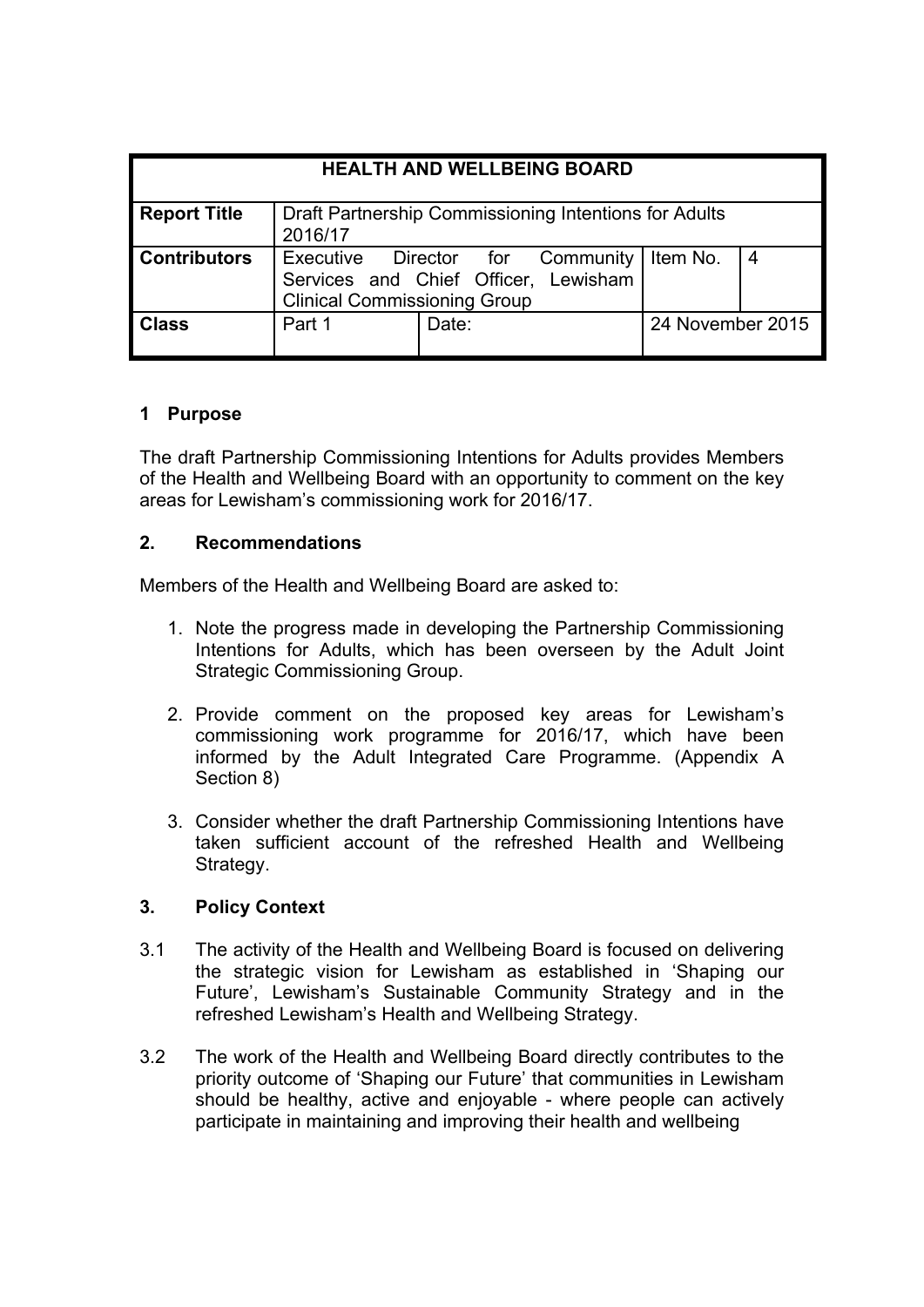| HEALTH AND WELLBEING BOARD | | | | |
|---|---|---|---|---|
| **Report Title** | Draft Partnership Commissioning Intentions for Adults 2016/17 | | | |
| **Contributors** | Executive Director for Community Services and Chief Officer, Lewisham Clinical Commissioning Group | | Item No. | 4 |
| **Class** | Part 1 | Date: | 24 November 2015 | |

## 1 Purpose

The draft Partnership Commissioning Intentions for Adults provides Members of the Health and Wellbeing Board with an opportunity to comment on the key areas for Lewisham's commissioning work for 2016/17.

## 2. Recommendations

Members of the Health and Wellbeing Board are asked to:

1. Note the progress made in developing the Partnership Commissioning Intentions for Adults, which has been overseen by the Adult Joint Strategic Commissioning Group.

2. Provide comment on the proposed key areas for Lewisham's commissioning work programme for 2016/17, which have been informed by the Adult Integrated Care Programme. (Appendix A Section 8)

3. Consider whether the draft Partnership Commissioning Intentions have taken sufficient account of the refreshed Health and Wellbeing Strategy.

## 3. Policy Context

3.1 The activity of the Health and Wellbeing Board is focused on delivering the strategic vision for Lewisham as established in 'Shaping our Future', Lewisham's Sustainable Community Strategy and in the refreshed Lewisham's Health and Wellbeing Strategy.

3.2 The work of the Health and Wellbeing Board directly contributes to the priority outcome of 'Shaping our Future' that communities in Lewisham should be healthy, active and enjoyable - where people can actively participate in maintaining and improving their health and wellbeing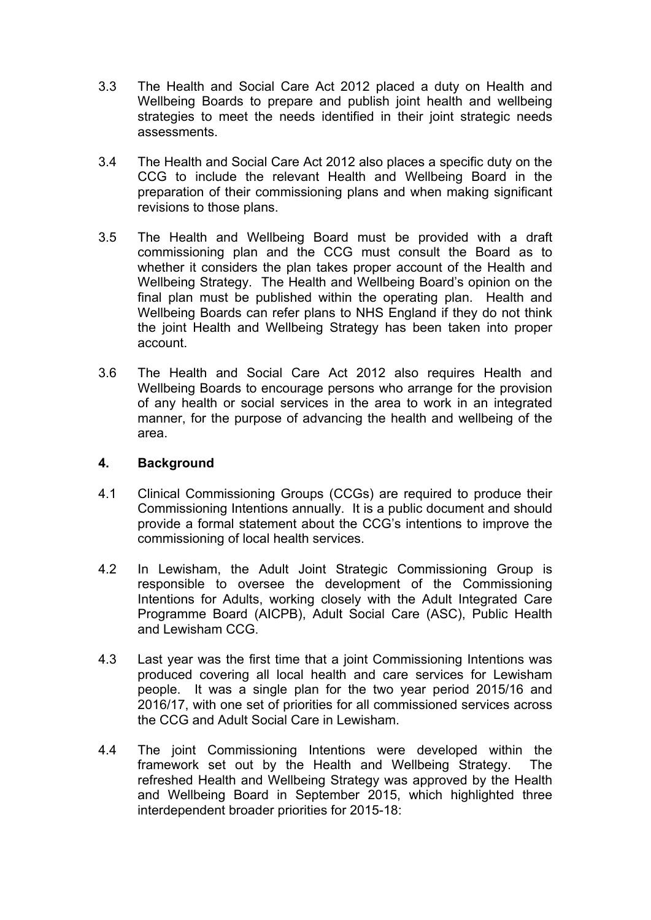3.3 The Health and Social Care Act 2012 placed a duty on Health and Wellbeing Boards to prepare and publish joint health and wellbeing strategies to meet the needs identified in their joint strategic needs assessments.

3.4 The Health and Social Care Act 2012 also places a specific duty on the CCG to include the relevant Health and Wellbeing Board in the preparation of their commissioning plans and when making significant revisions to those plans.

3.5 The Health and Wellbeing Board must be provided with a draft commissioning plan and the CCG must consult the Board as to whether it considers the plan takes proper account of the Health and Wellbeing Strategy. The Health and Wellbeing Board's opinion on the final plan must be published within the operating plan. Health and Wellbeing Boards can refer plans to NHS England if they do not think the joint Health and Wellbeing Strategy has been taken into proper account.

3.6 The Health and Social Care Act 2012 also requires Health and Wellbeing Boards to encourage persons who arrange for the provision of any health or social services in the area to work in an integrated manner, for the purpose of advancing the health and wellbeing of the area.

## 4. Background

4.1 Clinical Commissioning Groups (CCGs) are required to produce their Commissioning Intentions annually. It is a public document and should provide a formal statement about the CCG's intentions to improve the commissioning of local health services.

4.2 In Lewisham, the Adult Joint Strategic Commissioning Group is responsible to oversee the development of the Commissioning Intentions for Adults, working closely with the Adult Integrated Care Programme Board (AICPB), Adult Social Care (ASC), Public Health and Lewisham CCG.

4.3 Last year was the first time that a joint Commissioning Intentions was produced covering all local health and care services for Lewisham people. It was a single plan for the two year period 2015/16 and 2016/17, with one set of priorities for all commissioned services across the CCG and Adult Social Care in Lewisham.

4.4 The joint Commissioning Intentions were developed within the framework set out by the Health and Wellbeing Strategy. The refreshed Health and Wellbeing Strategy was approved by the Health and Wellbeing Board in September 2015, which highlighted three interdependent broader priorities for 2015-18: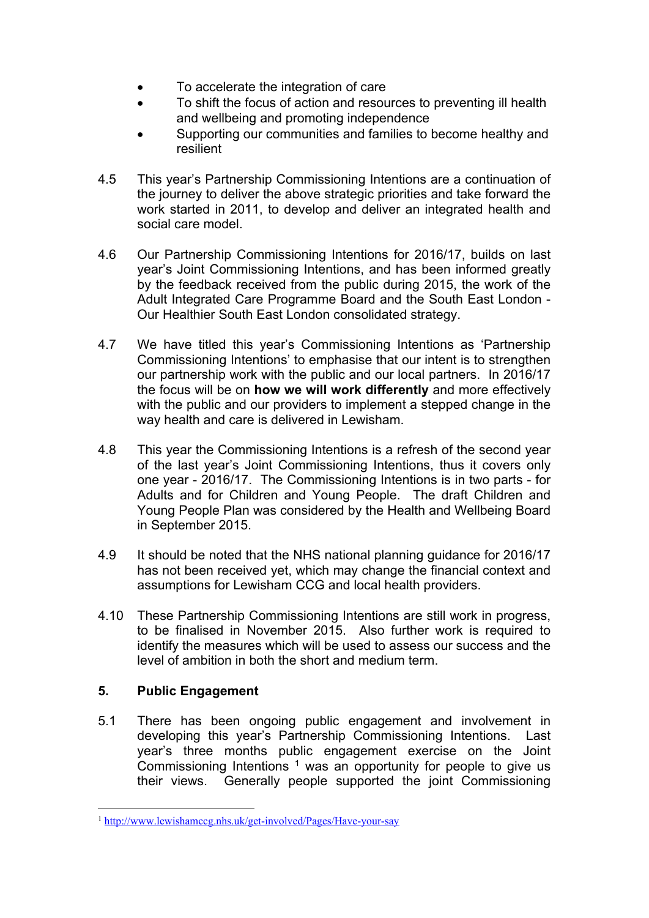- To accelerate the integration of care
- To shift the focus of action and resources to preventing ill health and wellbeing and promoting independence
- Supporting our communities and families to become healthy and resilient

4.5 This year's Partnership Commissioning Intentions are a continuation of the journey to deliver the above strategic priorities and take forward the work started in 2011, to develop and deliver an integrated health and social care model.

4.6 Our Partnership Commissioning Intentions for 2016/17, builds on last year's Joint Commissioning Intentions, and has been informed greatly by the feedback received from the public during 2015, the work of the Adult Integrated Care Programme Board and the South East London - Our Healthier South East London consolidated strategy.

4.7 We have titled this year's Commissioning Intentions as 'Partnership Commissioning Intentions' to emphasise that our intent is to strengthen our partnership work with the public and our local partners. In 2016/17 the focus will be on **how we will work differently** and more effectively with the public and our providers to implement a stepped change in the way health and care is delivered in Lewisham.

4.8 This year the Commissioning Intentions is a refresh of the second year of the last year's Joint Commissioning Intentions, thus it covers only one year - 2016/17. The Commissioning Intentions is in two parts - for Adults and for Children and Young People. The draft Children and Young People Plan was considered by the Health and Wellbeing Board in September 2015.

4.9 It should be noted that the NHS national planning guidance for 2016/17 has not been received yet, which may change the financial context and assumptions for Lewisham CCG and local health providers.

4.10 These Partnership Commissioning Intentions are still work in progress, to be finalised in November 2015. Also further work is required to identify the measures which will be used to assess our success and the level of ambition in both the short and medium term.

## 5. Public Engagement

5.1 There has been ongoing public engagement and involvement in developing this year's Partnership Commissioning Intentions. Last year's three months public engagement exercise on the Joint Commissioning Intentions [1] was an opportunity for people to give us their views. Generally people supported the joint Commissioning

---

[1] http://www.lewishamccg.nhs.uk/get-involved/Pages/Have-your-say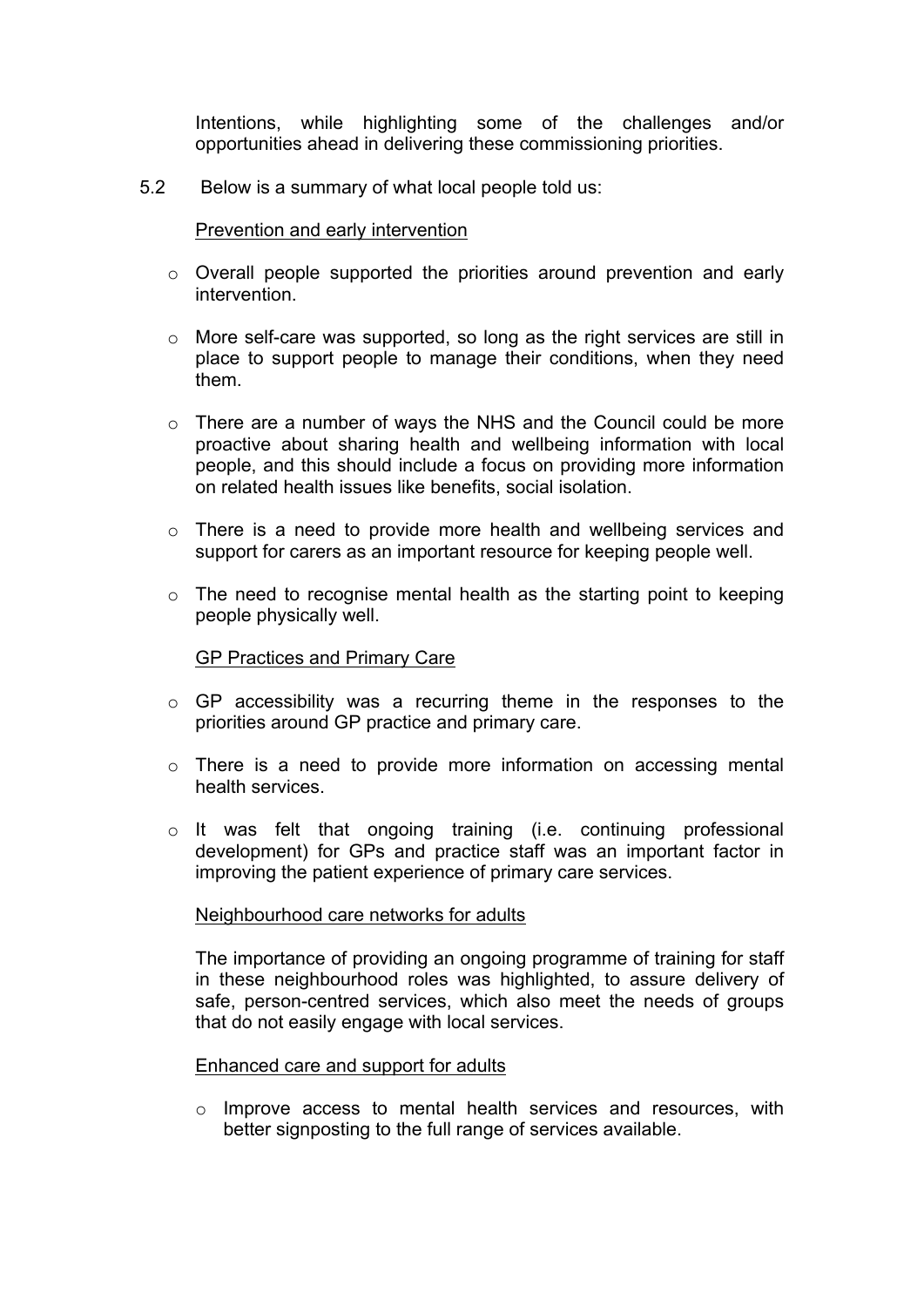Intentions, while highlighting some of the challenges and/or opportunities ahead in delivering these commissioning priorities.

5.2 Below is a summary of what local people told us:

<u>Prevention and early intervention</u>

- Overall people supported the priorities around prevention and early intervention.
- More self-care was supported, so long as the right services are still in place to support people to manage their conditions, when they need them.
- There are a number of ways the NHS and the Council could be more proactive about sharing health and wellbeing information with local people, and this should include a focus on providing more information on related health issues like benefits, social isolation.
- There is a need to provide more health and wellbeing services and support for carers as an important resource for keeping people well.
- The need to recognise mental health as the starting point to keeping people physically well.

<u>GP Practices and Primary Care</u>

- GP accessibility was a recurring theme in the responses to the priorities around GP practice and primary care.
- There is a need to provide more information on accessing mental health services.
- It was felt that ongoing training (i.e. continuing professional development) for GPs and practice staff was an important factor in improving the patient experience of primary care services.

<u>Neighbourhood care networks for adults</u>

The importance of providing an ongoing programme of training for staff in these neighbourhood roles was highlighted, to assure delivery of safe, person-centred services, which also meet the needs of groups that do not easily engage with local services.

<u>Enhanced care and support for adults</u>

- Improve access to mental health services and resources, with better signposting to the full range of services available.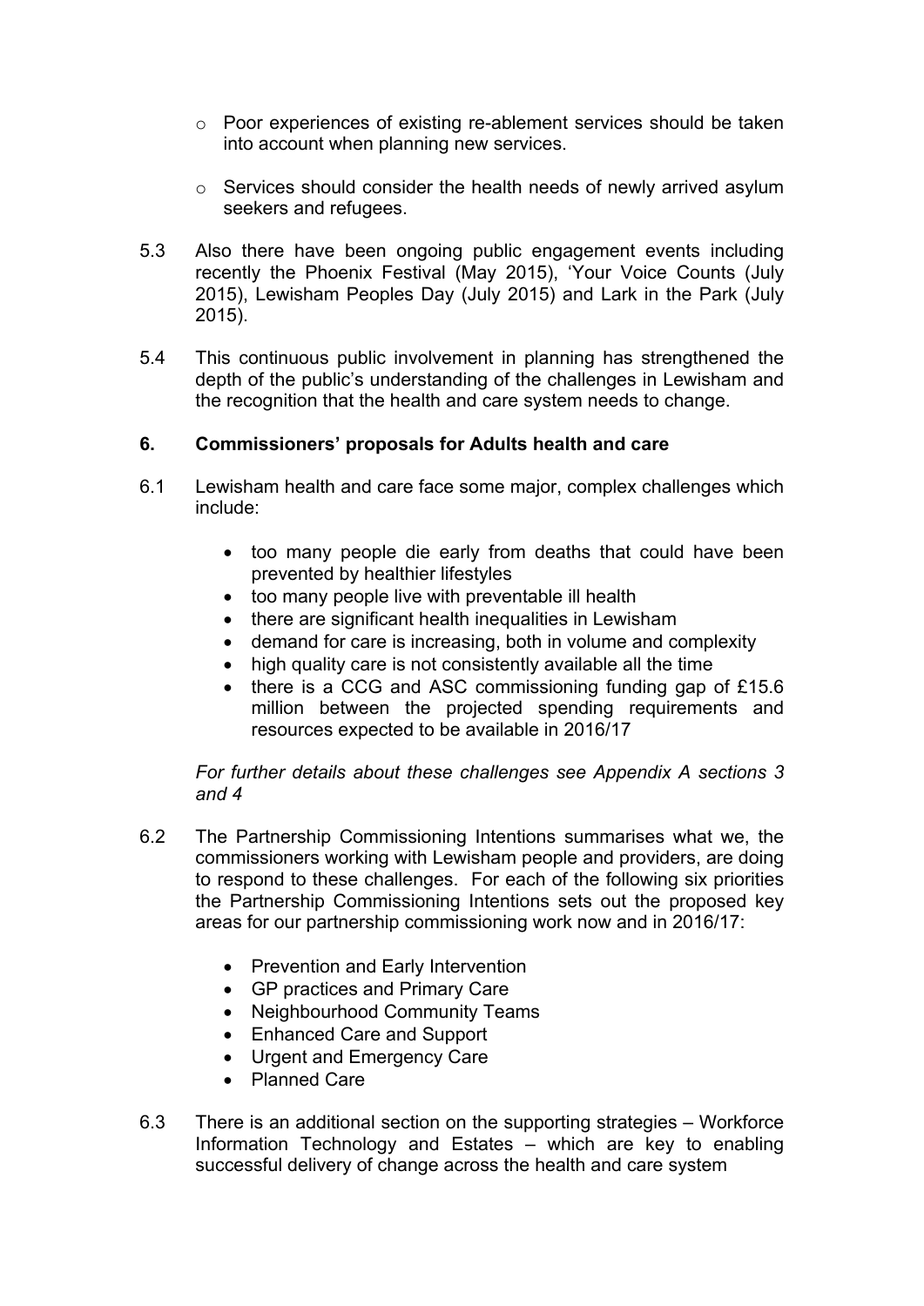- Poor experiences of existing re-ablement services should be taken into account when planning new services.

- Services should consider the health needs of newly arrived asylum seekers and refugees.

5.3 Also there have been ongoing public engagement events including recently the Phoenix Festival (May 2015), 'Your Voice Counts (July 2015), Lewisham Peoples Day (July 2015) and Lark in the Park (July 2015).

5.4 This continuous public involvement in planning has strengthened the depth of the public's understanding of the challenges in Lewisham and the recognition that the health and care system needs to change.

## 6. Commissioners' proposals for Adults health and care

6.1 Lewisham health and care face some major, complex challenges which include:

- too many people die early from deaths that could have been prevented by healthier lifestyles
- too many people live with preventable ill health
- there are significant health inequalities in Lewisham
- demand for care is increasing, both in volume and complexity
- high quality care is not consistently available all the time
- there is a CCG and ASC commissioning funding gap of £15.6 million between the projected spending requirements and resources expected to be available in 2016/17

*For further details about these challenges see Appendix A sections 3 and 4*

6.2 The Partnership Commissioning Intentions summarises what we, the commissioners working with Lewisham people and providers, are doing to respond to these challenges. For each of the following six priorities the Partnership Commissioning Intentions sets out the proposed key areas for our partnership commissioning work now and in 2016/17:

- Prevention and Early Intervention
- GP practices and Primary Care
- Neighbourhood Community Teams
- Enhanced Care and Support
- Urgent and Emergency Care
- Planned Care

6.3 There is an additional section on the supporting strategies – Workforce Information Technology and Estates – which are key to enabling successful delivery of change across the health and care system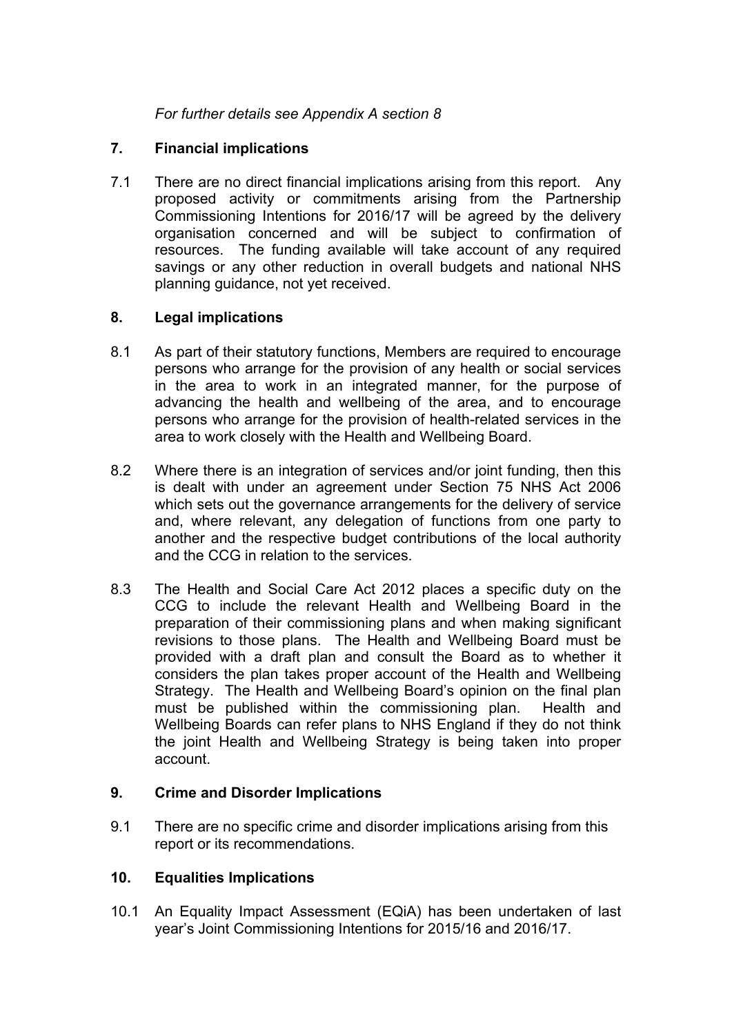*For further details see Appendix A section 8*

## 7. Financial implications

7.1 There are no direct financial implications arising from this report. Any proposed activity or commitments arising from the Partnership Commissioning Intentions for 2016/17 will be agreed by the delivery organisation concerned and will be subject to confirmation of resources. The funding available will take account of any required savings or any other reduction in overall budgets and national NHS planning guidance, not yet received.

## 8. Legal implications

8.1 As part of their statutory functions, Members are required to encourage persons who arrange for the provision of any health or social services in the area to work in an integrated manner, for the purpose of advancing the health and wellbeing of the area, and to encourage persons who arrange for the provision of health-related services in the area to work closely with the Health and Wellbeing Board.

8.2 Where there is an integration of services and/or joint funding, then this is dealt with under an agreement under Section 75 NHS Act 2006 which sets out the governance arrangements for the delivery of service and, where relevant, any delegation of functions from one party to another and the respective budget contributions of the local authority and the CCG in relation to the services.

8.3 The Health and Social Care Act 2012 places a specific duty on the CCG to include the relevant Health and Wellbeing Board in the preparation of their commissioning plans and when making significant revisions to those plans. The Health and Wellbeing Board must be provided with a draft plan and consult the Board as to whether it considers the plan takes proper account of the Health and Wellbeing Strategy. The Health and Wellbeing Board's opinion on the final plan must be published within the commissioning plan. Health and Wellbeing Boards can refer plans to NHS England if they do not think the joint Health and Wellbeing Strategy is being taken into proper account.

## 9. Crime and Disorder Implications

9.1 There are no specific crime and disorder implications arising from this report or its recommendations.

## 10. Equalities Implications

10.1 An Equality Impact Assessment (EQiA) has been undertaken of last year's Joint Commissioning Intentions for 2015/16 and 2016/17.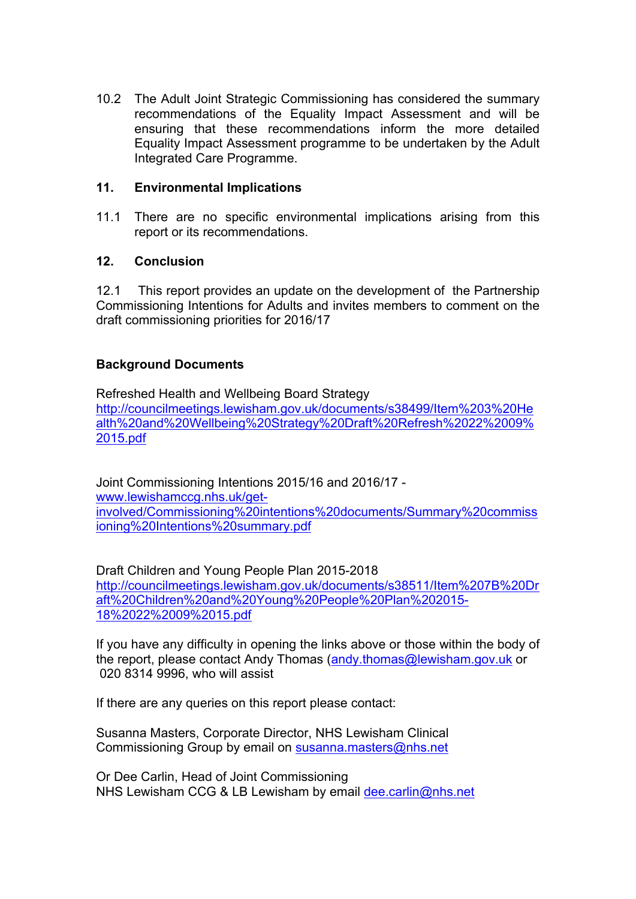10.2 The Adult Joint Strategic Commissioning has considered the summary recommendations of the Equality Impact Assessment and will be ensuring that these recommendations inform the more detailed Equality Impact Assessment programme to be undertaken by the Adult Integrated Care Programme.

## 11. Environmental Implications

11.1 There are no specific environmental implications arising from this report or its recommendations.

## 12. Conclusion

12.1 This report provides an update on the development of the Partnership Commissioning Intentions for Adults and invites members to comment on the draft commissioning priorities for 2016/17

**Background Documents**

Refreshed Health and Wellbeing Board Strategy
http://councilmeetings.lewisham.gov.uk/documents/s38499/Item%203%20Health%20and%20Wellbeing%20Strategy%20Draft%20Refresh%2022%2009%2015.pdf

Joint Commissioning Intentions 2015/16 and 2016/17 -
www.lewishamccg.nhs.uk/get-involved/Commissioning%20intentions%20documents/Summary%20commissioning%20Intentions%20summary.pdf

Draft Children and Young People Plan 2015-2018
http://councilmeetings.lewisham.gov.uk/documents/s38511/Item%207B%20Draft%20Children%20and%20Young%20People%20Plan%202015-18%2022%2009%2015.pdf

If you have any difficulty in opening the links above or those within the body of the report, please contact Andy Thomas (andy.thomas@lewisham.gov.uk or 020 8314 9996, who will assist

If there are any queries on this report please contact:

Susanna Masters, Corporate Director, NHS Lewisham Clinical Commissioning Group by email on susanna.masters@nhs.net

Or Dee Carlin, Head of Joint Commissioning
NHS Lewisham CCG & LB Lewisham by email dee.carlin@nhs.net